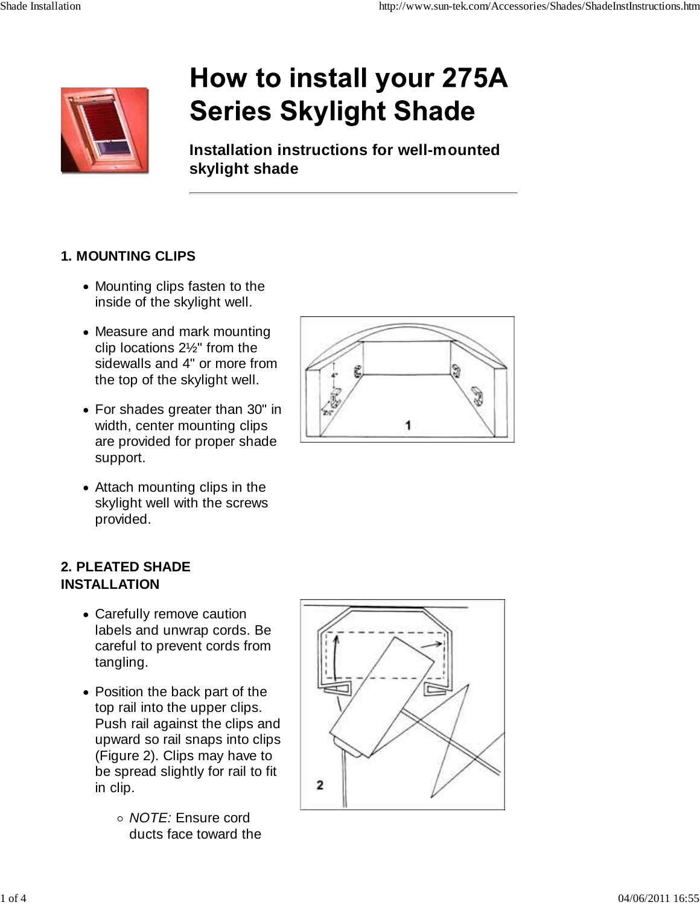# How to install your 275A Series Skylight Shade

**Installation instructions for well-mounted skylight shade**

---

### 1. MOUNTING CLIPS

- Mounting clips fasten to the inside of the skylight well.
- Measure and mark mounting clip locations 2½" from the sidewalls and 4" or more from the top of the skylight well.
- For shades greater than 30" in width, center mounting clips are provided for proper shade support.
- Attach mounting clips in the skylight well with the screws provided.

### 2. PLEATED SHADE INSTALLATION

- Carefully remove caution labels and unwrap cords. Be careful to prevent cords from tangling.
- Position the back part of the top rail into the upper clips. Push rail against the clips and upward so rail snaps into clips (Figure 2). Clips may have to be spread slightly for rail to fit in clip.
    - *NOTE:* Ensure cord ducts face toward the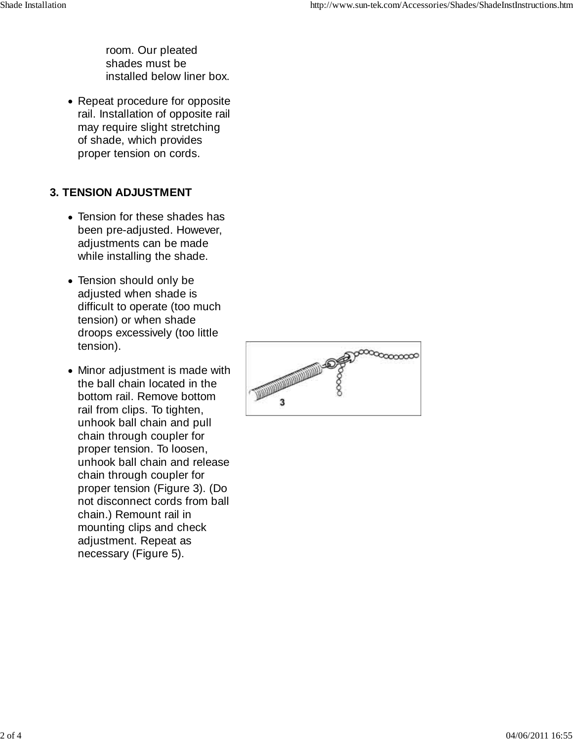room. Our pleated shades must be installed below liner box.

- Repeat procedure for opposite rail. Installation of opposite rail may require slight stretching of shade, which provides proper tension on cords.

## 3. TENSION ADJUSTMENT

- Tension for these shades has been pre-adjusted. However, adjustments can be made while installing the shade.
- Tension should only be adjusted when shade is difficult to operate (too much tension) or when shade droops excessively (too little tension).
- Minor adjustment is made with the ball chain located in the bottom rail. Remove bottom rail from clips. To tighten, unhook ball chain and pull chain through coupler for proper tension. To loosen, unhook ball chain and release chain through coupler for proper tension (Figure 3). (Do not disconnect cords from ball chain.) Remount rail in mounting clips and check adjustment. Repeat as necessary (Figure 5).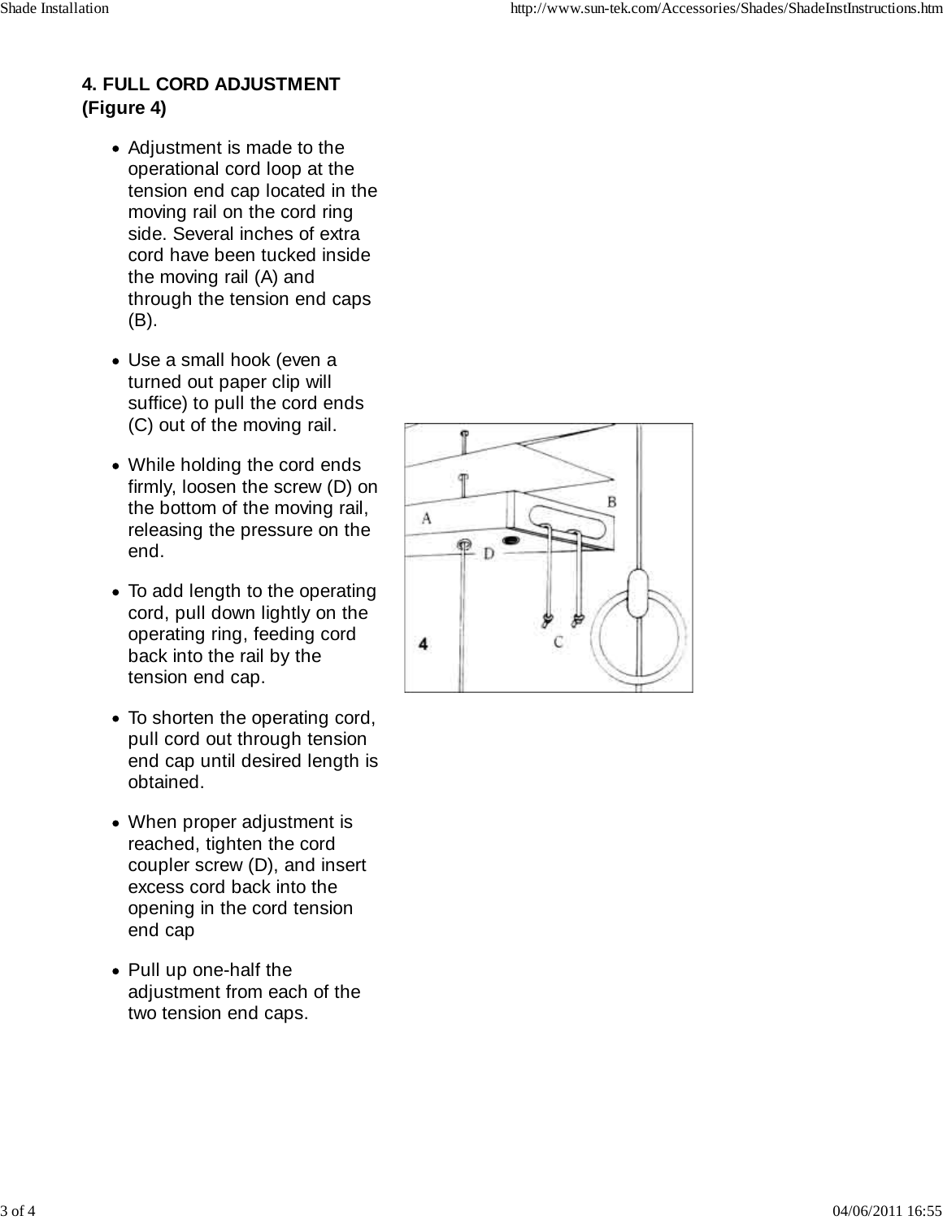## 4. FULL CORD ADJUSTMENT (Figure 4)

- Adjustment is made to the operational cord loop at the tension end cap located in the moving rail on the cord ring side. Several inches of extra cord have been tucked inside the moving rail (A) and through the tension end caps (B).
- Use a small hook (even a turned out paper clip will suffice) to pull the cord ends (C) out of the moving rail.
- While holding the cord ends firmly, loosen the screw (D) on the bottom of the moving rail, releasing the pressure on the end.
- To add length to the operating cord, pull down lightly on the operating ring, feeding cord back into the rail by the tension end cap.
- To shorten the operating cord, pull cord out through tension end cap until desired length is obtained.
- When proper adjustment is reached, tighten the cord coupler screw (D), and insert excess cord back into the opening in the cord tension end cap
- Pull up one-half the adjustment from each of the two tension end caps.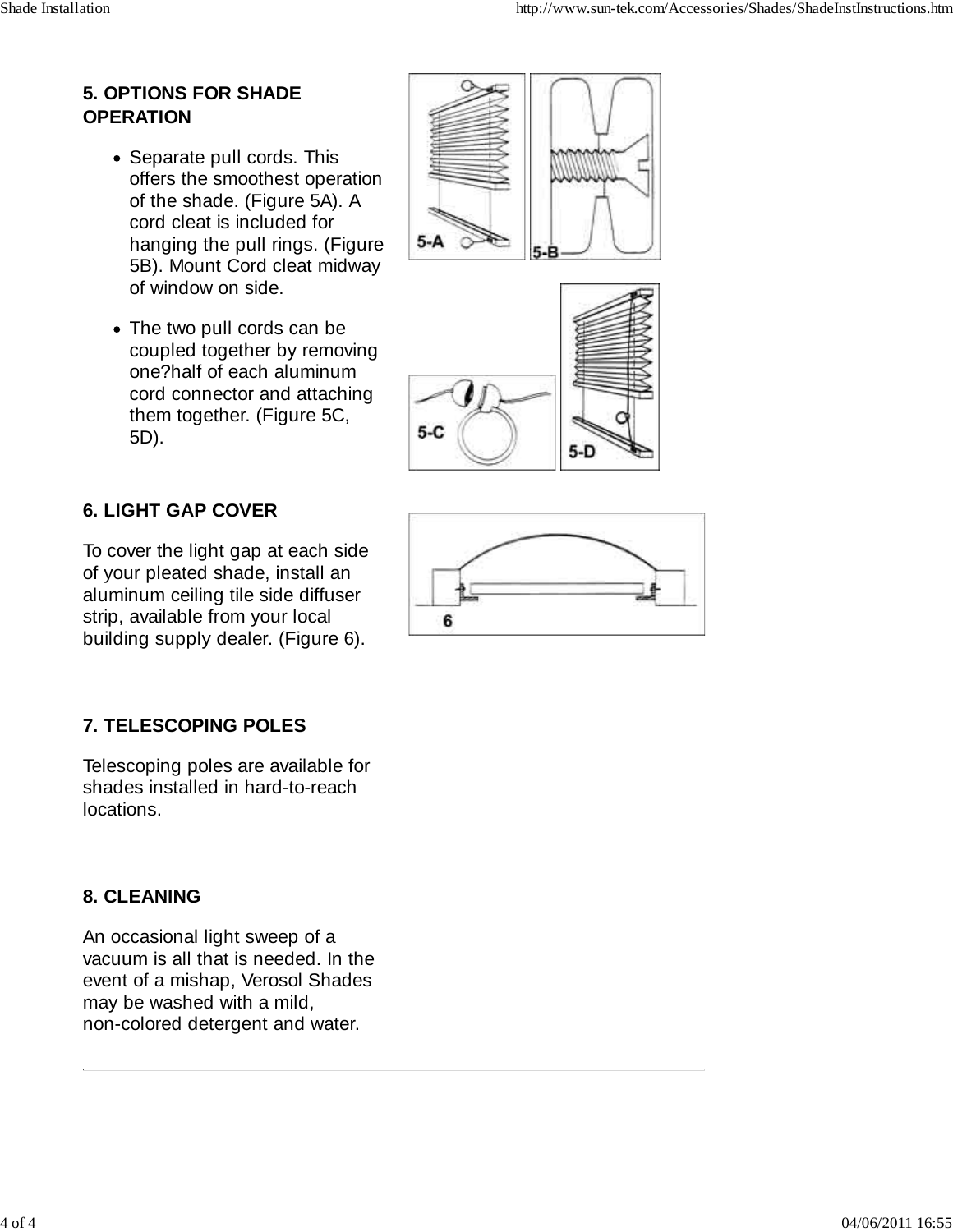## 5. OPTIONS FOR SHADE OPERATION

- Separate pull cords. This offers the smoothest operation of the shade. (Figure 5A). A cord cleat is included for hanging the pull rings. (Figure 5B). Mount Cord cleat midway of window on side.
- The two pull cords can be coupled together by removing one?half of each aluminum cord connector and attaching them together. (Figure 5C, 5D).

5-A

5-B

5-C

5-D

## 6. LIGHT GAP COVER

To cover the light gap at each side of your pleated shade, install an aluminum ceiling tile side diffuser strip, available from your local building supply dealer. (Figure 6).

6

## 7. TELESCOPING POLES

Telescoping poles are available for shades installed in hard-to-reach locations.

## 8. CLEANING

An occasional light sweep of a vacuum is all that is needed. In the event of a mishap, Verosol Shades may be washed with a mild, non-colored detergent and water.

---